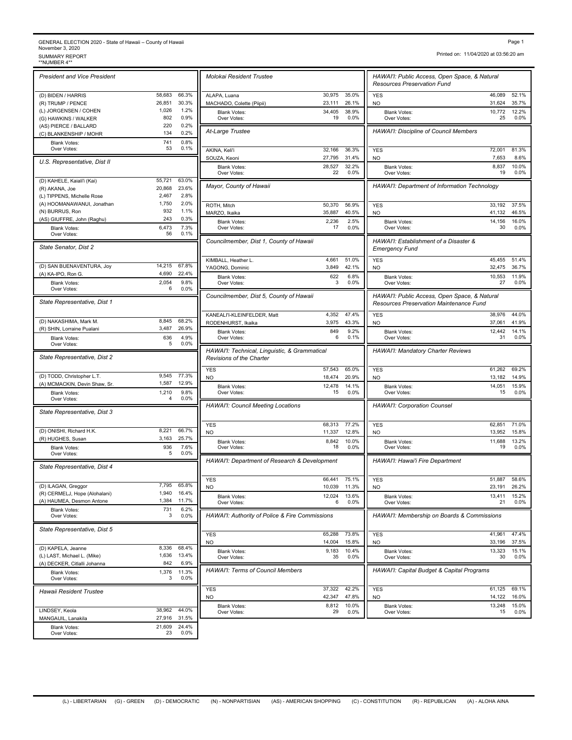GENERAL ELECTION 2020 - State of Hawaii – County of Hawaii
November 3, 2020
SUMMARY REPORT
**NUMBER 4**

Printed on: 11/04/2020 at 03:56:20 am

### President and Vice President

| Candidate | Votes | % |
|---|---|---|
| (D) BIDEN / HARRIS | 58,683 | 66.3% |
| (R) TRUMP / PENCE | 26,851 | 30.3% |
| (L) JORGENSEN / COHEN | 1,026 | 1.2% |
| (G) HAWKINS / WALKER | 802 | 0.9% |
| (AS) PIERCE / BALLARD | 220 | 0.2% |
| (C) BLANKENSHIP / MOHR | 134 | 0.2% |
| Blank Votes: | 741 | 0.8% |
| Over Votes: | 53 | 0.1% |

### U.S. Representative, Dist II

| Candidate | Votes | % |
|---|---|---|
| (D) KAHELE, Kaiali'i (Kai) | 55,721 | 63.0% |
| (R) AKANA, Joe | 20,868 | 23.6% |
| (L) TIPPENS, Michelle Rose | 2,467 | 2.8% |
| (A) HOOMANAWANUI, Jonathan | 1,750 | 2.0% |
| (N) BURRUS, Ron | 932 | 1.1% |
| (AS) GIUFFRE, John (Raghu) | 243 | 0.3% |
| Blank Votes: | 6,473 | 7.3% |
| Over Votes: | 56 | 0.1% |

### State Senator, Dist 2

| Candidate | Votes | % |
|---|---|---|
| (D) SAN BUENAVENTURA, Joy | 14,215 | 67.8% |
| (A) KA-IPO, Ron G. | 4,690 | 22.4% |
| Blank Votes: | 2,054 | 9.8% |
| Over Votes: | 6 | 0.0% |

### State Representative, Dist 1

| Candidate | Votes | % |
|---|---|---|
| (D) NAKASHIMA, Mark M. | 8,845 | 68.2% |
| (R) SHIN, Lorraine Pualani | 3,487 | 26.9% |
| Blank Votes: | 636 | 4.9% |
| Over Votes: | 5 | 0.0% |

### State Representative, Dist 2

| Candidate | Votes | % |
|---|---|---|
| (D) TODD, Christopher L.T. | 9,545 | 77.3% |
| (A) MCMACKIN, Devin Shaw, Sr. | 1,587 | 12.9% |
| Blank Votes: | 1,210 | 9.8% |
| Over Votes: | 4 | 0.0% |

### State Representative, Dist 3

| Candidate | Votes | % |
|---|---|---|
| (D) ONISHI, Richard H.K. | 8,221 | 66.7% |
| (R) HUGHES, Susan | 3,163 | 25.7% |
| Blank Votes: | 936 | 7.6% |
| Over Votes: | 5 | 0.0% |

### State Representative, Dist 4

| Candidate | Votes | % |
|---|---|---|
| (D) ILAGAN, Greggor | 7,795 | 65.8% |
| (R) CERMELJ, Hope (Alohalani) | 1,940 | 16.4% |
| (A) HAUMEA, Desmon Antone | 1,384 | 11.7% |
| Blank Votes: | 731 | 6.2% |
| Over Votes: | 3 | 0.0% |

### State Representative, Dist 5

| Candidate | Votes | % |
|---|---|---|
| (D) KAPELA, Jeanne | 8,336 | 68.4% |
| (L) LAST, Michael L. (Mike) | 1,636 | 13.4% |
| (A) DECKER, Citlalli Johanna | 842 | 6.9% |
| Blank Votes: | 1,376 | 11.3% |
| Over Votes: | 3 | 0.0% |

### Hawaii Resident Trustee

| Candidate | Votes | % |
|---|---|---|
| LINDSEY, Keola | 38,962 | 44.0% |
| MANGAUIL, Lanakila | 27,916 | 31.5% |
| Blank Votes: | 21,609 | 24.4% |
| Over Votes: | 23 | 0.0% |

### Molokai Resident Trustee

| Candidate | Votes | % |
|---|---|---|
| ALAPA, Luana | 30,975 | 35.0% |
| MACHADO, Colette (Piipii) | 23,111 | 26.1% |
| Blank Votes: | 34,405 | 38.9% |
| Over Votes: | 19 | 0.0% |

### At-Large Trustee

| Candidate | Votes | % |
|---|---|---|
| AKINA, Keli'i | 32,166 | 36.3% |
| SOUZA, Keoni | 27,795 | 31.4% |
| Blank Votes: | 28,527 | 32.2% |
| Over Votes: | 22 | 0.0% |

### Mayor, County of Hawaii

| Candidate | Votes | % |
|---|---|---|
| ROTH, Mitch | 50,370 | 56.9% |
| MARZO, Ikaika | 35,887 | 40.5% |
| Blank Votes: | 2,236 | 2.5% |
| Over Votes: | 17 | 0.0% |

### Councilmember, Dist 1, County of Hawaii

| Candidate | Votes | % |
|---|---|---|
| KIMBALL, Heather L. | 4,661 | 51.0% |
| YAGONG, Dominic | 3,849 | 42.1% |
| Blank Votes: | 622 | 6.8% |
| Over Votes: | 3 | 0.0% |

### Councilmember, Dist 5, County of Hawaii

| Candidate | Votes | % |
|---|---|---|
| KANEALI'I-KLEINFELDER, Matt | 4,352 | 47.4% |
| RODENHURST, Ikaika | 3,975 | 43.3% |
| Blank Votes: | 849 | 9.2% |
| Over Votes: | 6 | 0.1% |

### HAWAI'I: Technical, Linguistic, & Grammatical Revisions of the Charter

| Choice | Votes | % |
|---|---|---|
| YES | 57,543 | 65.0% |
| NO | 18,474 | 20.9% |
| Blank Votes: | 12,478 | 14.1% |
| Over Votes: | 15 | 0.0% |

### HAWAI'I: Council Meeting Locations

| Choice | Votes | % |
|---|---|---|
| YES | 68,313 | 77.2% |
| NO | 11,337 | 12.8% |
| Blank Votes: | 8,842 | 10.0% |
| Over Votes: | 18 | 0.0% |

### HAWAI'I: Department of Research & Development

| Choice | Votes | % |
|---|---|---|
| YES | 66,441 | 75.1% |
| NO | 10,039 | 11.3% |
| Blank Votes: | 12,024 | 13.6% |
| Over Votes: | 6 | 0.0% |

### HAWAI'I: Authority of Police & Fire Commissions

| Choice | Votes | % |
|---|---|---|
| YES | 65,288 | 73.8% |
| NO | 14,004 | 15.8% |
| Blank Votes: | 9,183 | 10.4% |
| Over Votes: | 35 | 0.0% |

### HAWAI'I: Terms of Council Members

| Choice | Votes | % |
|---|---|---|
| YES | 37,322 | 42.2% |
| NO | 42,347 | 47.8% |
| Blank Votes: | 8,812 | 10.0% |
| Over Votes: | 29 | 0.0% |

### HAWAI'I: Public Access, Open Space, & Natural Resources Preservation Fund

| Choice | Votes | % |
|---|---|---|
| YES | 46,089 | 52.1% |
| NO | 31,624 | 35.7% |
| Blank Votes: | 10,772 | 12.2% |
| Over Votes: | 25 | 0.0% |

### HAWAI'I: Discipline of Council Members

| Choice | Votes | % |
|---|---|---|
| YES | 72,001 | 81.3% |
| NO | 7,653 | 8.6% |
| Blank Votes: | 8,837 | 10.0% |
| Over Votes: | 19 | 0.0% |

### HAWAI'I: Department of Information Technology

| Choice | Votes | % |
|---|---|---|
| YES | 33,192 | 37.5% |
| NO | 41,132 | 46.5% |
| Blank Votes: | 14,156 | 16.0% |
| Over Votes: | 30 | 0.0% |

### HAWAI'I: Establishment of a Disaster & Emergency Fund

| Choice | Votes | % |
|---|---|---|
| YES | 45,455 | 51.4% |
| NO | 32,475 | 36.7% |
| Blank Votes: | 10,553 | 11.9% |
| Over Votes: | 27 | 0.0% |

### HAWAI'I: Public Access, Open Space, & Natural Resources Preservation Maintenance Fund

| Choice | Votes | % |
|---|---|---|
| YES | 38,976 | 44.0% |
| NO | 37,061 | 41.9% |
| Blank Votes: | 12,442 | 14.1% |
| Over Votes: | 31 | 0.0% |

### HAWAI'I: Mandatory Charter Reviews

| Choice | Votes | % |
|---|---|---|
| YES | 61,262 | 69.2% |
| NO | 13,182 | 14.9% |
| Blank Votes: | 14,051 | 15.9% |
| Over Votes: | 15 | 0.0% |

### HAWAI'I: Corporation Counsel

| Choice | Votes | % |
|---|---|---|
| YES | 62,851 | 71.0% |
| NO | 13,952 | 15.8% |
| Blank Votes: | 11,688 | 13.2% |
| Over Votes: | 19 | 0.0% |

### HAWAI'I: Hawai'i Fire Department

| Choice | Votes | % |
|---|---|---|
| YES | 51,887 | 58.6% |
| NO | 23,191 | 26.2% |
| Blank Votes: | 13,411 | 15.2% |
| Over Votes: | 21 | 0.0% |

### HAWAI'I: Membership on Boards & Commissions

| Choice | Votes | % |
|---|---|---|
| YES | 41,961 | 47.4% |
| NO | 33,196 | 37.5% |
| Blank Votes: | 13,323 | 15.1% |
| Over Votes: | 30 | 0.0% |

### HAWAI'I: Capital Budget & Capital Programs

| Choice | Votes | % |
|---|---|---|
| YES | 61,125 | 69.1% |
| NO | 14,122 | 16.0% |
| Blank Votes: | 13,248 | 15.0% |
| Over Votes: | 15 | 0.0% |

(L) - LIBERTARIAN (G) - GREEN (D) - DEMOCRATIC (N) - NONPARTISIAN (AS) - AMERICAN SHOPPING (C) - CONSTITUTION (R) - REPUBLICAN (A) - ALOHA AINA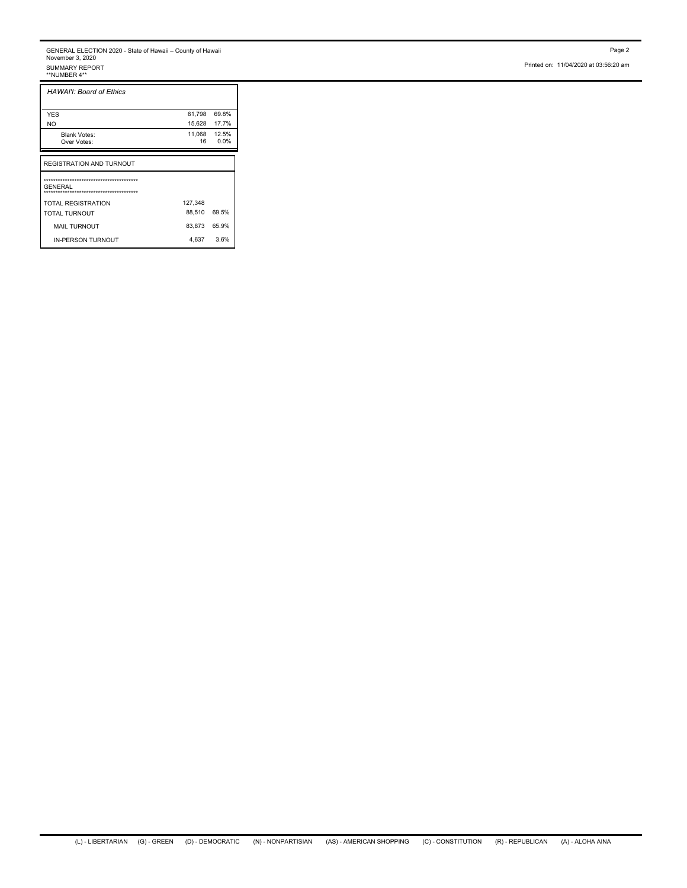### *HAWAI'I: Board of Ethics*

| | | |
|---|---|---|
| YES | 61,798 | 69.8% |
| NO | 15,628 | 17.7% |
| Blank Votes: | 11,068 | 12.5% |
| Over Votes: | 16 | 0.0% |

### REGISTRATION AND TURNOUT

***************************************
GENERAL
***************************************

| | | |
|---|---|---|
| TOTAL REGISTRATION | 127,348 | |
| TOTAL TURNOUT | 88,510 | 69.5% |
| MAIL TURNOUT | 83,873 | 65.9% |
| IN-PERSON TURNOUT | 4,637 | 3.6% |